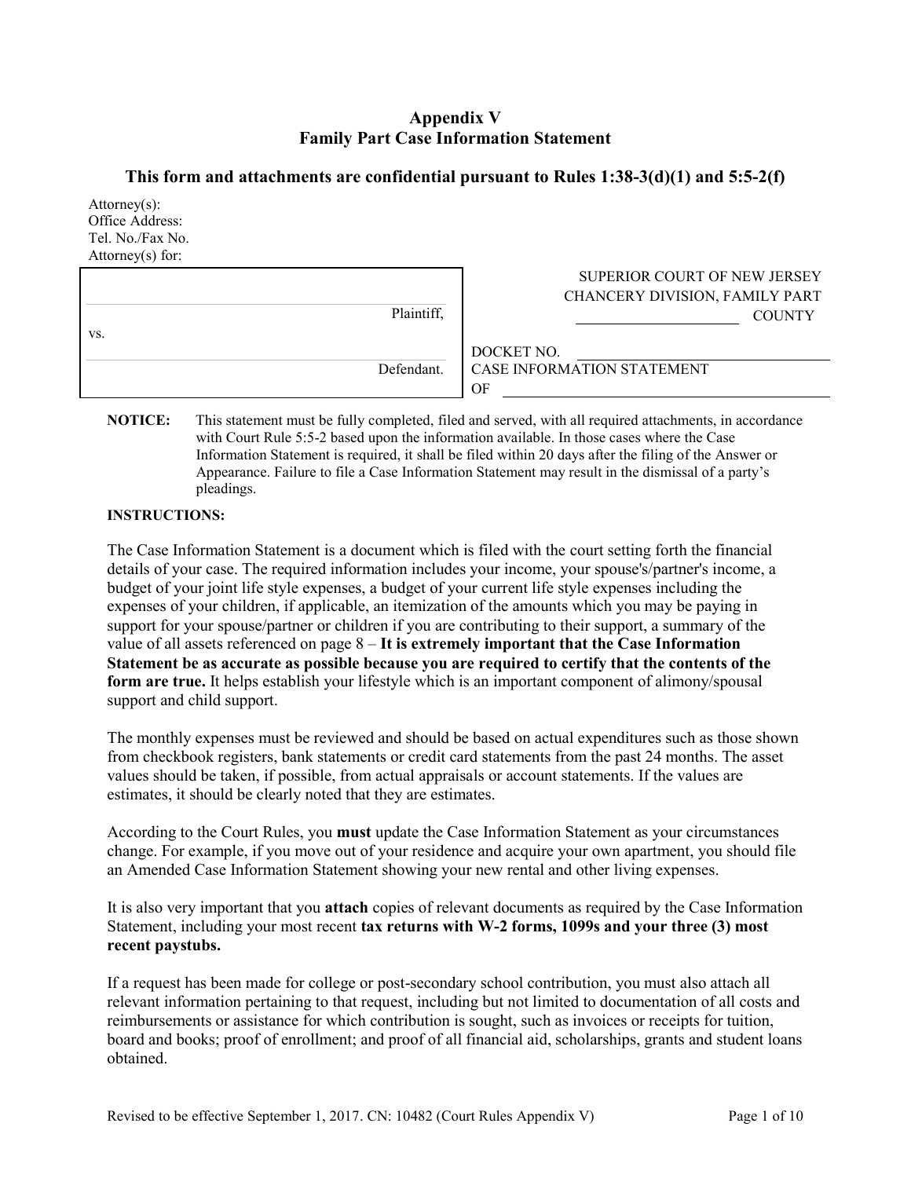# Appendix V
# Family Part Case Information Statement

### This form and attachments are confidential pursuant to Rules 1:38-3(d)(1) and 5:5-2(f)

Attorney(s):
Office Address:
Tel. No./Fax No.
Attorney(s) for:

| | |
|---|---|
| ______________________ Plaintiff, | SUPERIOR COURT OF NEW JERSEY<br>CHANCERY DIVISION, FAMILY PART<br>______________ COUNTY |
| vs. | |
| ______________________ Defendant. | DOCKET NO. ______________<br>CASE INFORMATION STATEMENT<br>OF ______________ |

**NOTICE:** This statement must be fully completed, filed and served, with all required attachments, in accordance with Court Rule 5:5-2 based upon the information available. In those cases where the Case Information Statement is required, it shall be filed within 20 days after the filing of the Answer or Appearance. Failure to file a Case Information Statement may result in the dismissal of a party's pleadings.

**INSTRUCTIONS:**

The Case Information Statement is a document which is filed with the court setting forth the financial details of your case. The required information includes your income, your spouse's/partner's income, a budget of your joint life style expenses, a budget of your current life style expenses including the expenses of your children, if applicable, an itemization of the amounts which you may be paying in support for your spouse/partner or children if you are contributing to their support, a summary of the value of all assets referenced on page 8 – **It is extremely important that the Case Information Statement be as accurate as possible because you are required to certify that the contents of the form are true.** It helps establish your lifestyle which is an important component of alimony/spousal support and child support.

The monthly expenses must be reviewed and should be based on actual expenditures such as those shown from checkbook registers, bank statements or credit card statements from the past 24 months. The asset values should be taken, if possible, from actual appraisals or account statements. If the values are estimates, it should be clearly noted that they are estimates.

According to the Court Rules, you **must** update the Case Information Statement as your circumstances change. For example, if you move out of your residence and acquire your own apartment, you should file an Amended Case Information Statement showing your new rental and other living expenses.

It is also very important that you **attach** copies of relevant documents as required by the Case Information Statement, including your most recent **tax returns with W-2 forms, 1099s and your three (3) most recent paystubs.**

If a request has been made for college or post-secondary school contribution, you must also attach all relevant information pertaining to that request, including but not limited to documentation of all costs and reimbursements or assistance for which contribution is sought, such as invoices or receipts for tuition, board and books; proof of enrollment; and proof of all financial aid, scholarships, grants and student loans obtained.

Revised to be effective September 1, 2017. CN: 10482 (Court Rules Appendix V)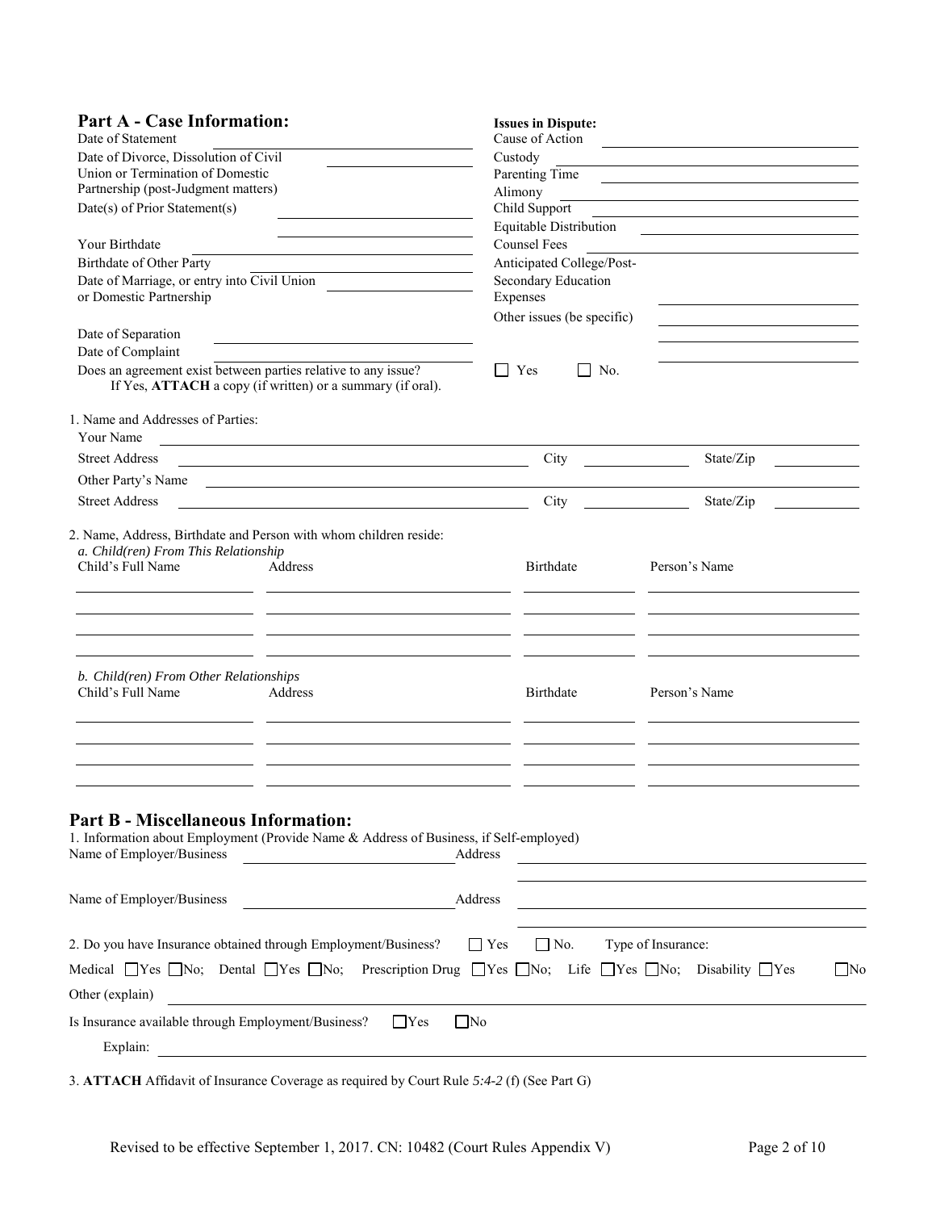## Part A - Case Information:

Date of Statement ____________________

Date of Divorce, Dissolution of Civil Union or Termination of Domestic Partnership (post-Judgment matters) ____________________

Date(s) of Prior Statement(s) ____________________

Your Birthdate ____________________

Birthdate of Other Party ____________________

Date of Marriage, or entry into Civil Union or Domestic Partnership ____________________

Date of Separation ____________________

Date of Complaint ____________________

**Issues in Dispute:**

Cause of Action ____________________

Custody ____________________

Parenting Time ____________________

Alimony ____________________

Child Support ____________________

Equitable Distribution ____________________

Counsel Fees ____________________

Anticipated College/Post-Secondary Education Expenses ____________________

Other issues (be specific) ____________________

Does an agreement exist between parties relative to any issue? ☐ Yes ☐ No.
If Yes, **ATTACH** a copy (if written) or a summary (if oral).

1. Name and Addresses of Parties:

Your Name ____________________

Street Address ____________________ City ____________ State/Zip ____________

Other Party's Name ____________________

Street Address ____________________ City ____________ State/Zip ____________

2. Name, Address, Birthdate and Person with whom children reside:

*a. Child(ren) From This Relationship*

| Child's Full Name | Address | Birthdate | Person's Name |
|---|---|---|---|
| | | | |
| | | | |
| | | | |
| | | | |

*b. Child(ren) From Other Relationships*

| Child's Full Name | Address | Birthdate | Person's Name |
|---|---|---|---|
| | | | |
| | | | |
| | | | |
| | | | |

## Part B - Miscellaneous Information:

1. Information about Employment (Provide Name & Address of Business, if Self-employed)

Name of Employer/Business ____________________ Address ____________________

Name of Employer/Business ____________________ Address ____________________

2. Do you have Insurance obtained through Employment/Business? ☐ Yes ☐ No. Type of Insurance:

Medical ☐Yes ☐No; Dental ☐Yes ☐No; Prescription Drug ☐Yes ☐No; Life ☐Yes ☐No; Disability ☐Yes ☐No

Other (explain) ____________________

Is Insurance available through Employment/Business? ☐Yes ☐No

Explain: ____________________

3. **ATTACH** Affidavit of Insurance Coverage as required by Court Rule *5:4-2* (f) (See Part G)

Revised to be effective September 1, 2017. CN: 10482 (Court Rules Appendix V)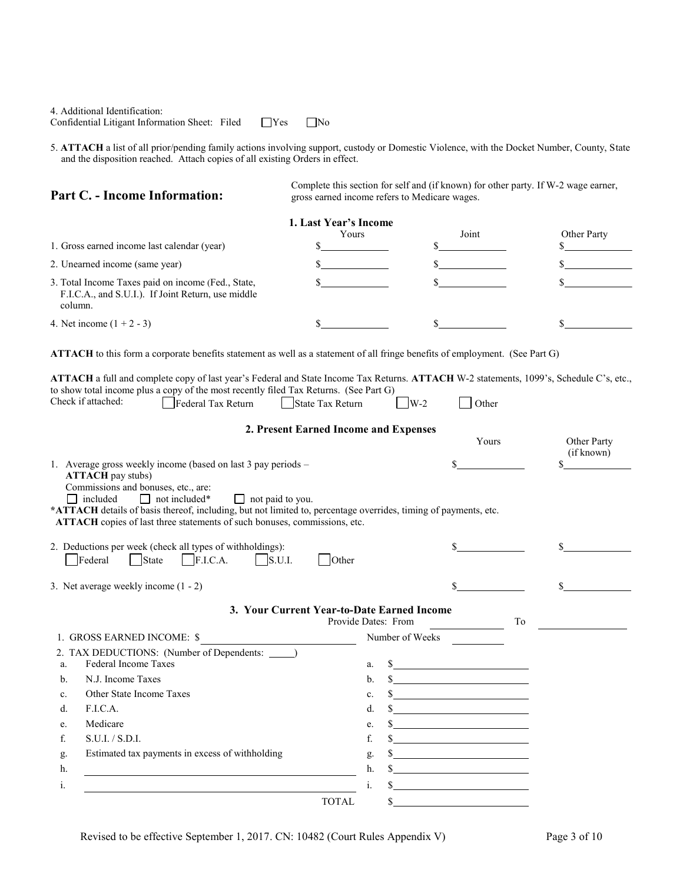4. Additional Identification:
Confidential Litigant Information Sheet: Filed ☐ Yes ☐ No

5. **ATTACH** a list of all prior/pending family actions involving support, custody or Domestic Violence, with the Docket Number, County, State and the disposition reached. Attach copies of all existing Orders in effect.

## Part C. - Income Information:

Complete this section for self and (if known) for other party. If W-2 wage earner, gross earned income refers to Medicare wages.

### 1. Last Year's Income

| | Yours | Joint | Other Party |
|---|---|---|---|
| 1. Gross earned income last calendar (year) | $ | $ | $ |
| 2. Unearned income (same year) | $ | $ | $ |
| 3. Total Income Taxes paid on income (Fed., State, F.I.C.A., and S.U.I.). If Joint Return, use middle column. | $ | $ | $ |
| 4. Net income (1 + 2 - 3) | $ | $ | $ |

**ATTACH** to this form a corporate benefits statement as well as a statement of all fringe benefits of employment. (See Part G)

**ATTACH** a full and complete copy of last year's Federal and State Income Tax Returns. **ATTACH** W-2 statements, 1099's, Schedule C's, etc., to show total income plus a copy of the most recently filed Tax Returns. (See Part G)

Check if attached: ☐ Federal Tax Return ☐ State Tax Return ☐ W-2 ☐ Other

### 2. Present Earned Income and Expenses

| | Yours | Other Party (if known) |
|---|---|---|
| 1. Average gross weekly income (based on last 3 pay periods – **ATTACH** pay stubs) | $ | $ |
| 2. Deductions per week (check all types of withholdings): ☐ Federal ☐ State ☐ F.I.C.A. ☐ S.U.I. ☐ Other | $ | $ |
| 3. Net average weekly income (1 - 2) | $ | $ |

Commissions and bonuses, etc., are: ☐ included ☐ not included* ☐ not paid to you.

***ATTACH** details of basis thereof, including, but not limited to, percentage overrides, timing of payments, etc.
**ATTACH** copies of last three statements of such bonuses, commissions, etc.

### 3. Your Current Year-to-Date Earned Income

Provide Dates: From ______________ To ______________

1. GROSS EARNED INCOME: $ ______________ Number of Weeks ______

2. TAX DEDUCTIONS: (Number of Dependents: _____)

| | | | |
|---|---|---|---|
| a. | Federal Income Taxes | a. | $ |
| b. | N.J. Income Taxes | b. | $ |
| c. | Other State Income Taxes | c. | $ |
| d. | F.I.C.A. | d. | $ |
| e. | Medicare | e. | $ |
| f. | S.U.I. / S.D.I. | f. | $ |
| g. | Estimated tax payments in excess of withholding | g. | $ |
| h. | | h. | $ |
| i. | | i. | $ |
| | TOTAL | | $ |

Revised to be effective September 1, 2017. CN: 10482 (Court Rules Appendix V)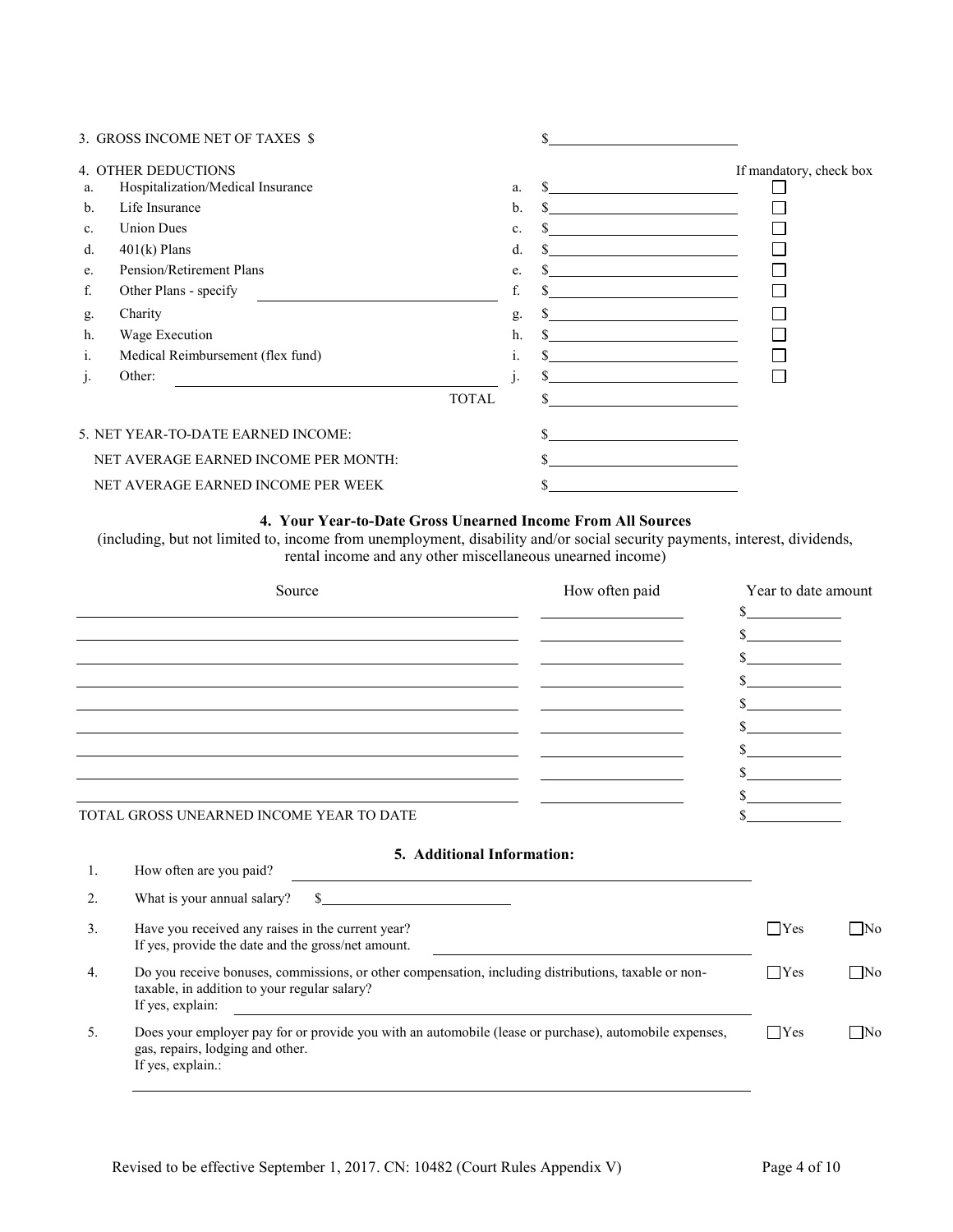3. GROSS INCOME NET OF TAXES $ $\_\_\_\_\_\_\_\_\_\_\_\_\_\_\_\_

4. OTHER DEDUCTIONS

| | | | | If mandatory, check box |
|---|---|---|---|---|
| a. | Hospitalization/Medical Insurance | a. | $ | ☐ |
| b. | Life Insurance | b. | $ | ☐ |
| c. | Union Dues | c. | $ | ☐ |
| d. | 401(k) Plans | d. | $ | ☐ |
| e. | Pension/Retirement Plans | e. | $ | ☐ |
| f. | Other Plans - specify \_\_\_\_\_\_\_\_\_\_\_\_ | f. | $ | ☐ |
| g. | Charity | g. | $ | ☐ |
| h. | Wage Execution | h. | $ | ☐ |
| i. | Medical Reimbursement (flex fund) | i. | $ | ☐ |
| j. | Other: \_\_\_\_\_\_\_\_\_\_\_\_ | j. | $ | ☐ |
| | TOTAL | | $ | |

5. NET YEAR-TO-DATE EARNED INCOME: $\_\_\_\_\_\_\_\_\_\_\_\_\_\_\_\_

NET AVERAGE EARNED INCOME PER MONTH: $\_\_\_\_\_\_\_\_\_\_\_\_\_\_\_\_

NET AVERAGE EARNED INCOME PER WEEK $\_\_\_\_\_\_\_\_\_\_\_\_\_\_\_\_

## 4. Your Year-to-Date Gross Unearned Income From All Sources

(including, but not limited to, income from unemployment, disability and/or social security payments, interest, dividends, rental income and any other miscellaneous unearned income)

| Source | How often paid | Year to date amount |
|---|---|---|
| | | $ |
| | | $ |
| | | $ |
| | | $ |
| | | $ |
| | | $ |
| | | $ |
| | | $ |
| | | $ |
| TOTAL GROSS UNEARNED INCOME YEAR TO DATE | | $ |

## 5. Additional Information:

1. How often are you paid? \_\_\_\_\_\_\_\_\_\_\_\_\_\_\_\_

2. What is your annual salary? $\_\_\_\_\_\_\_\_\_\_\_\_\_\_\_\_

3. Have you received any raises in the current year? ☐Yes ☐No
   If yes, provide the date and the gross/net amount. \_\_\_\_\_\_\_\_\_\_\_\_\_\_\_\_

4. Do you receive bonuses, commissions, or other compensation, including distributions, taxable or non-taxable, in addition to your regular salary? ☐Yes ☐No
   If yes, explain: \_\_\_\_\_\_\_\_\_\_\_\_\_\_\_\_

5. Does your employer pay for or provide you with an automobile (lease or purchase), automobile expenses, gas, repairs, lodging and other. ☐Yes ☐No
   If yes, explain.:
   \_\_\_\_\_\_\_\_\_\_\_\_\_\_\_\_

Revised to be effective September 1, 2017. CN: 10482 (Court Rules Appendix V)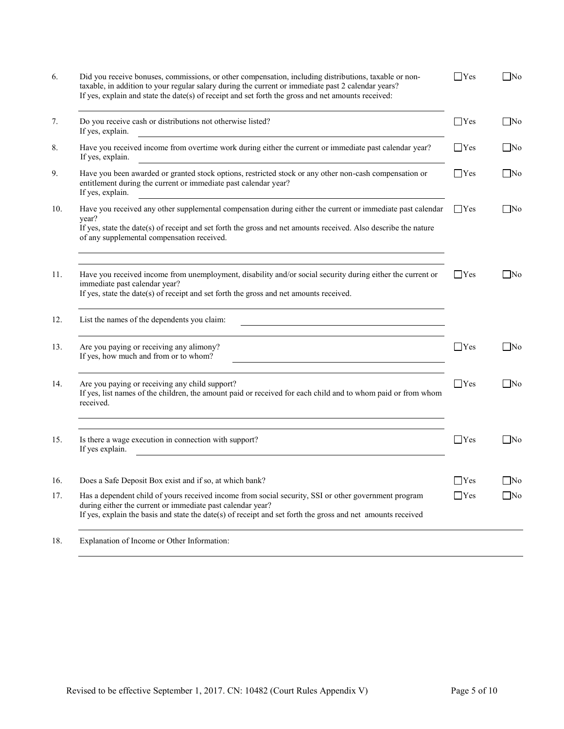6. Did you receive bonuses, commissions, or other compensation, including distributions, taxable or non-taxable, in addition to your regular salary during the current or immediate past 2 calendar years? If yes, explain and state the date(s) of receipt and set forth the gross and net amounts received: ☐Yes ☐No

7. Do you receive cash or distributions not otherwise listed? If yes, explain. ☐Yes ☐No

8. Have you received income from overtime work during either the current or immediate past calendar year? If yes, explain. ☐Yes ☐No

9. Have you been awarded or granted stock options, restricted stock or any other non-cash compensation or entitlement during the current or immediate past calendar year? If yes, explain. ☐Yes ☐No

10. Have you received any other supplemental compensation during either the current or immediate past calendar year? If yes, state the date(s) of receipt and set forth the gross and net amounts received. Also describe the nature of any supplemental compensation received. ☐Yes ☐No

11. Have you received income from unemployment, disability and/or social security during either the current or immediate past calendar year? If yes, state the date(s) of receipt and set forth the gross and net amounts received. ☐Yes ☐No

12. List the names of the dependents you claim:

13. Are you paying or receiving any alimony? If yes, how much and from or to whom? ☐Yes ☐No

14. Are you paying or receiving any child support? If yes, list names of the children, the amount paid or received for each child and to whom paid or from whom received. ☐Yes ☐No

15. Is there a wage execution in connection with support? If yes explain. ☐Yes ☐No

16. Does a Safe Deposit Box exist and if so, at which bank? ☐Yes ☐No

17. Has a dependent child of yours received income from social security, SSI or other government program during either the current or immediate past calendar year? If yes, explain the basis and state the date(s) of receipt and set forth the gross and net amounts received ☐Yes ☐No

18. Explanation of Income or Other Information: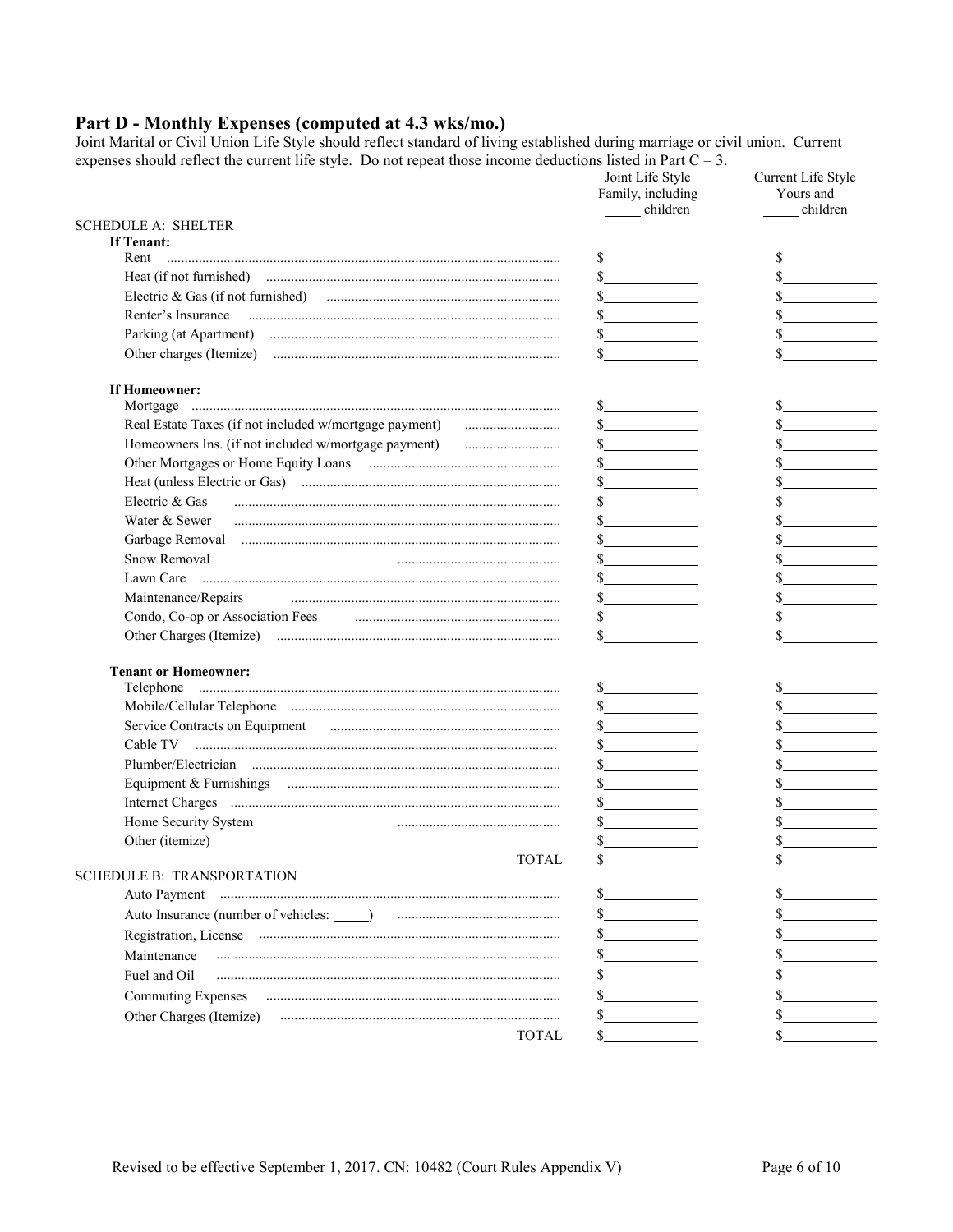## Part D - Monthly Expenses (computed at 4.3 wks/mo.)

Joint Marital or Civil Union Life Style should reflect standard of living established during marriage or civil union. Current expenses should reflect the current life style. Do not repeat those income deductions listed in Part C – 3.

| | Joint Life Style Family, including _____ children | Current Life Style Yours and _____ children |
|---|---|---|
| **SCHEDULE A: SHELTER** | | |
| **If Tenant:** | | |
| Rent | $ | $ |
| Heat (if not furnished) | $ | $ |
| Electric & Gas (if not furnished) | $ | $ |
| Renter's Insurance | $ | $ |
| Parking (at Apartment) | $ | $ |
| Other charges (Itemize) | $ | $ |
| **If Homeowner:** | | |
| Mortgage | $ | $ |
| Real Estate Taxes (if not included w/mortgage payment) | $ | $ |
| Homeowners Ins. (if not included w/mortgage payment) | $ | $ |
| Other Mortgages or Home Equity Loans | $ | $ |
| Heat (unless Electric or Gas) | $ | $ |
| Electric & Gas | $ | $ |
| Water & Sewer | $ | $ |
| Garbage Removal | $ | $ |
| Snow Removal | $ | $ |
| Lawn Care | $ | $ |
| Maintenance/Repairs | $ | $ |
| Condo, Co-op or Association Fees | $ | $ |
| Other Charges (Itemize) | $ | $ |
| **Tenant or Homeowner:** | | |
| Telephone | $ | $ |
| Mobile/Cellular Telephone | $ | $ |
| Service Contracts on Equipment | $ | $ |
| Cable TV | $ | $ |
| Plumber/Electrician | $ | $ |
| Equipment & Furnishings | $ | $ |
| Internet Charges | $ | $ |
| Home Security System | $ | $ |
| Other (itemize) | $ | $ |
| TOTAL | $ | $ |
| **SCHEDULE B: TRANSPORTATION** | | |
| Auto Payment | $ | $ |
| Auto Insurance (number of vehicles: _____) | $ | $ |
| Registration, License | $ | $ |
| Maintenance | $ | $ |
| Fuel and Oil | $ | $ |
| Commuting Expenses | $ | $ |
| Other Charges (Itemize) | $ | $ |
| TOTAL | $ | $ |

Revised to be effective September 1, 2017. CN: 10482 (Court Rules Appendix V)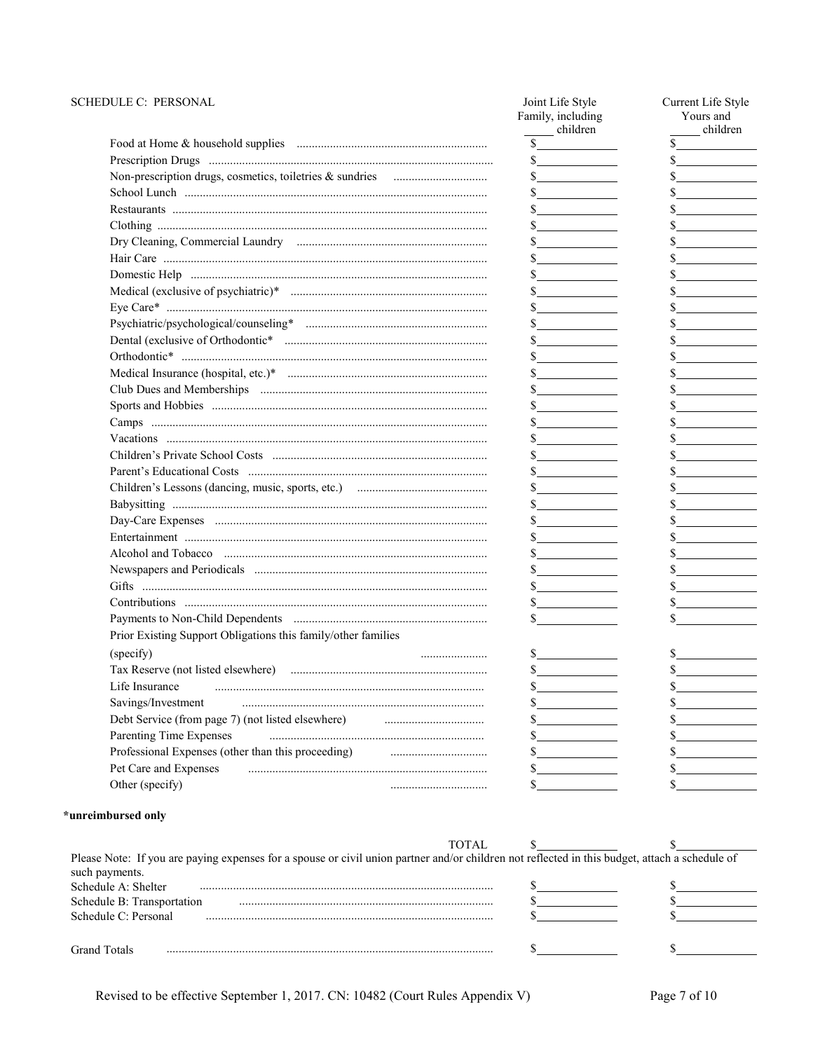| SCHEDULE C: PERSONAL | Joint Life Style Family, including _____ children | Current Life Style Yours and _____ children |
|---|---|---|
| Food at Home & household supplies | $ | $ |
| Prescription Drugs | $ | $ |
| Non-prescription drugs, cosmetics, toiletries & sundries | $ | $ |
| School Lunch | $ | $ |
| Restaurants | $ | $ |
| Clothing | $ | $ |
| Dry Cleaning, Commercial Laundry | $ | $ |
| Hair Care | $ | $ |
| Domestic Help | $ | $ |
| Medical (exclusive of psychiatric)* | $ | $ |
| Eye Care* | $ | $ |
| Psychiatric/psychological/counseling* | $ | $ |
| Dental (exclusive of Orthodontic* | $ | $ |
| Orthodontic* | $ | $ |
| Medical Insurance (hospital, etc.)* | $ | $ |
| Club Dues and Memberships | $ | $ |
| Sports and Hobbies | $ | $ |
| Camps | $ | $ |
| Vacations | $ | $ |
| Children's Private School Costs | $ | $ |
| Parent's Educational Costs | $ | $ |
| Children's Lessons (dancing, music, sports, etc.) | $ | $ |
| Babysitting | $ | $ |
| Day-Care Expenses | $ | $ |
| Entertainment | $ | $ |
| Alcohol and Tobacco | $ | $ |
| Newspapers and Periodicals | $ | $ |
| Gifts | $ | $ |
| Contributions | $ | $ |
| Payments to Non-Child Dependents | $ | $ |
| Prior Existing Support Obligations this family/other families (specify) | $ | $ |
| Tax Reserve (not listed elsewhere) | $ | $ |
| Life Insurance | $ | $ |
| Savings/Investment | $ | $ |
| Debt Service (from page 7) (not listed elsewhere) | $ | $ |
| Parenting Time Expenses | $ | $ |
| Professional Expenses (other than this proceeding) | $ | $ |
| Pet Care and Expenses | $ | $ |
| Other (specify) | $ | $ |

**\*unreimbursed only**

| | | |
|---|---|---|
| TOTAL | $ | $ |

Please Note: If you are paying expenses for a spouse or civil union partner and/or children not reflected in this budget, attach a schedule of such payments.

| | | |
|---|---|---|
| Schedule A: Shelter | $ | $ |
| Schedule B: Transportation | $ | $ |
| Schedule C: Personal | $ | $ |
| Grand Totals | $ | $ |

Revised to be effective September 1, 2017. CN: 10482 (Court Rules Appendix V)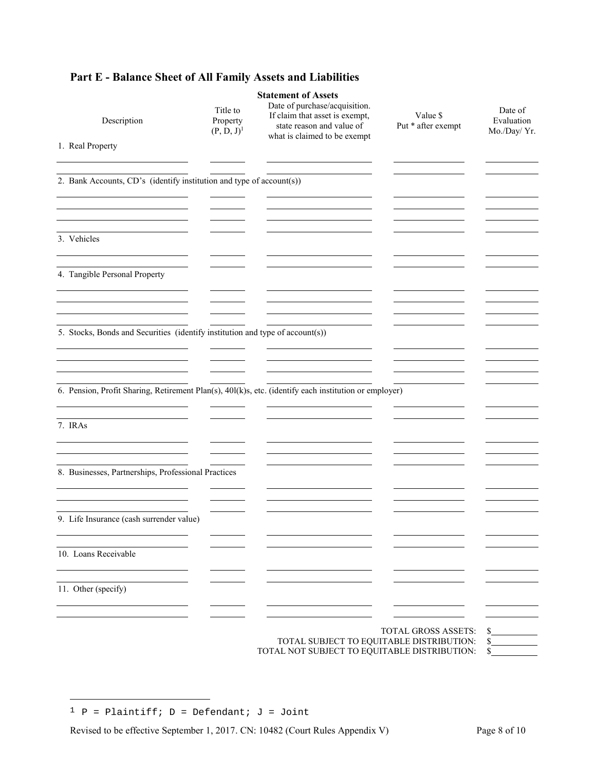## Part E - Balance Sheet of All Family Assets and Liabilities

**Statement of Assets**

| Description | Title to Property (P, D, J)[1] | Date of purchase/acquisition. If claim that asset is exempt, state reason and value of what is claimed to be exempt | Value $ Put * after exempt | Date of Evaluation Mo./Day/ Yr. |
|---|---|---|---|---|
| 1. Real Property | | | | |
| | | | | |
| | | | | |
| 2. Bank Accounts, CD's (identify institution and type of account(s)) | | | | |
| | | | | |
| | | | | |
| | | | | |
| | | | | |
| 3. Vehicles | | | | |
| | | | | |
| | | | | |
| 4. Tangible Personal Property | | | | |
| | | | | |
| | | | | |
| | | | | |
| | | | | |
| 5. Stocks, Bonds and Securities (identify institution and type of account(s)) | | | | |
| | | | | |
| | | | | |
| | | | | |
| | | | | |
| 6. Pension, Profit Sharing, Retirement Plan(s), 40l(k)s, etc. (identify each institution or employer) | | | | |
| | | | | |
| | | | | |
| 7. IRAs | | | | |
| | | | | |
| | | | | |
| | | | | |
| 8. Businesses, Partnerships, Professional Practices | | | | |
| | | | | |
| | | | | |
| | | | | |
| 9. Life Insurance (cash surrender value) | | | | |
| | | | | |
| | | | | |
| 10. Loans Receivable | | | | |
| | | | | |
| | | | | |
| 11. Other (specify) | | | | |
| | | | | |
| | | | | |

TOTAL GROSS ASSETS: $__________

TOTAL SUBJECT TO EQUITABLE DISTRIBUTION: $__________

TOTAL NOT SUBJECT TO EQUITABLE DISTRIBUTION: $__________

---

[1] P = Plaintiff; D = Defendant; J = Joint

Revised to be effective September 1, 2017. CN: 10482 (Court Rules Appendix V)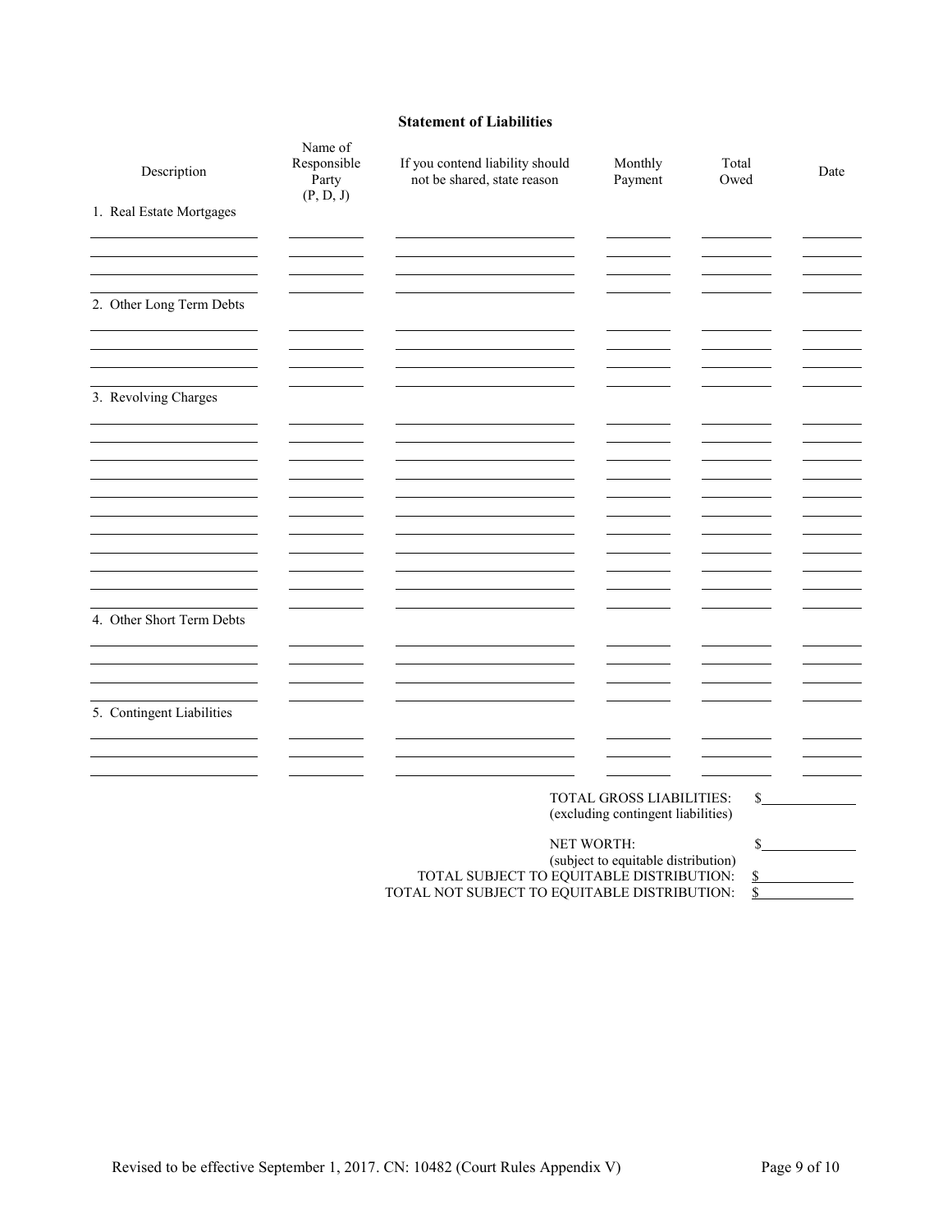## Statement of Liabilities

| Description | Name of Responsible Party (P, D, J) | If you contend liability should not be shared, state reason | Monthly Payment | Total Owed | Date |
|---|---|---|---|---|---|
| 1. Real Estate Mortgages | | | | | |
| | | | | | |
| | | | | | |
| | | | | | |
| | | | | | |
| 2. Other Long Term Debts | | | | | |
| | | | | | |
| | | | | | |
| | | | | | |
| | | | | | |
| 3. Revolving Charges | | | | | |
| | | | | | |
| | | | | | |
| | | | | | |
| | | | | | |
| | | | | | |
| | | | | | |
| | | | | | |
| | | | | | |
| | | | | | |
| | | | | | |
| | | | | | |
| 4. Other Short Term Debts | | | | | |
| | | | | | |
| | | | | | |
| | | | | | |
| | | | | | |
| 5. Contingent Liabilities | | | | | |
| | | | | | |
| | | | | | |
| | | | | | |

TOTAL GROSS LIABILITIES: $\_\_\_\_\_\_\_\_\_\_
(excluding contingent liabilities)

NET WORTH: $\_\_\_\_\_\_\_\_\_\_
(subject to equitable distribution)

TOTAL SUBJECT TO EQUITABLE DISTRIBUTION: $\_\_\_\_\_\_\_\_\_\_

TOTAL NOT SUBJECT TO EQUITABLE DISTRIBUTION: $\_\_\_\_\_\_\_\_\_\_

Revised to be effective September 1, 2017. CN: 10482 (Court Rules Appendix V)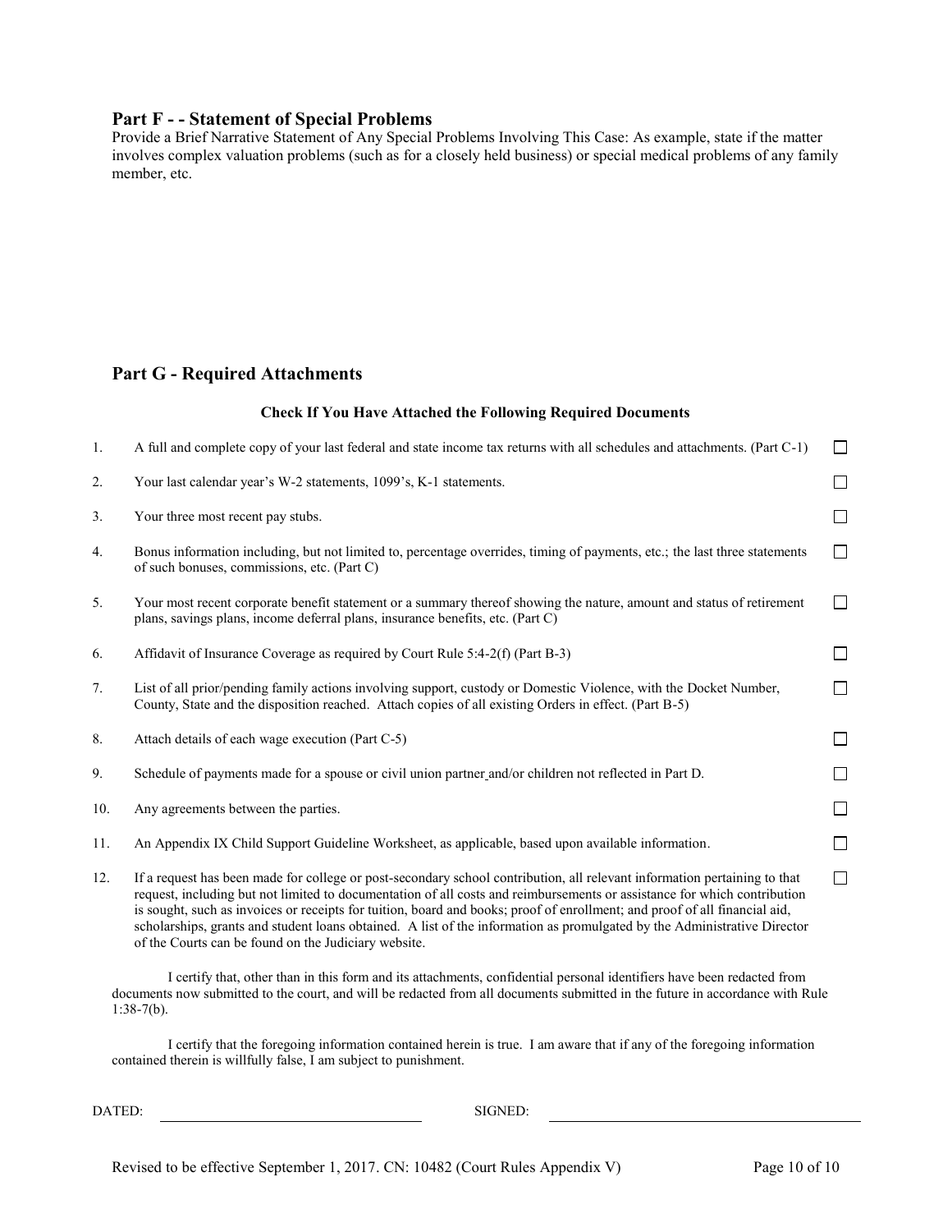## Part F - - Statement of Special Problems

Provide a Brief Narrative Statement of Any Special Problems Involving This Case: As example, state if the matter involves complex valuation problems (such as for a closely held business) or special medical problems of any family member, etc.

## Part G - Required Attachments

**Check If You Have Attached the Following Required Documents**

| | | |
|---|---|---|
| 1. | A full and complete copy of your last federal and state income tax returns with all schedules and attachments. (Part C-1) | ☐ |
| 2. | Your last calendar year's W-2 statements, 1099's, K-1 statements. | ☐ |
| 3. | Your three most recent pay stubs. | ☐ |
| 4. | Bonus information including, but not limited to, percentage overrides, timing of payments, etc.; the last three statements of such bonuses, commissions, etc. (Part C) | ☐ |
| 5. | Your most recent corporate benefit statement or a summary thereof showing the nature, amount and status of retirement plans, savings plans, income deferral plans, insurance benefits, etc. (Part C) | ☐ |
| 6. | Affidavit of Insurance Coverage as required by Court Rule 5:4-2(f) (Part B-3) | ☐ |
| 7. | List of all prior/pending family actions involving support, custody or Domestic Violence, with the Docket Number, County, State and the disposition reached. Attach copies of all existing Orders in effect. (Part B-5) | ☐ |
| 8. | Attach details of each wage execution (Part C-5) | ☐ |
| 9. | Schedule of payments made for a spouse or civil union partner and/or children not reflected in Part D. | ☐ |
| 10. | Any agreements between the parties. | ☐ |
| 11. | An Appendix IX Child Support Guideline Worksheet, as applicable, based upon available information. | ☐ |
| 12. | If a request has been made for college or post-secondary school contribution, all relevant information pertaining to that request, including but not limited to documentation of all costs and reimbursements or assistance for which contribution is sought, such as invoices or receipts for tuition, board and books; proof of enrollment; and proof of all financial aid, scholarships, grants and student loans obtained. A list of the information as promulgated by the Administrative Director of the Courts can be found on the Judiciary website. | ☐ |

I certify that, other than in this form and its attachments, confidential personal identifiers have been redacted from documents now submitted to the court, and will be redacted from all documents submitted in the future in accordance with Rule 1:38-7(b).

I certify that the foregoing information contained herein is true. I am aware that if any of the foregoing information contained therein is willfully false, I am subject to punishment.

DATED: ______________________________ SIGNED: ______________________________

Revised to be effective September 1, 2017. CN: 10482 (Court Rules Appendix V)